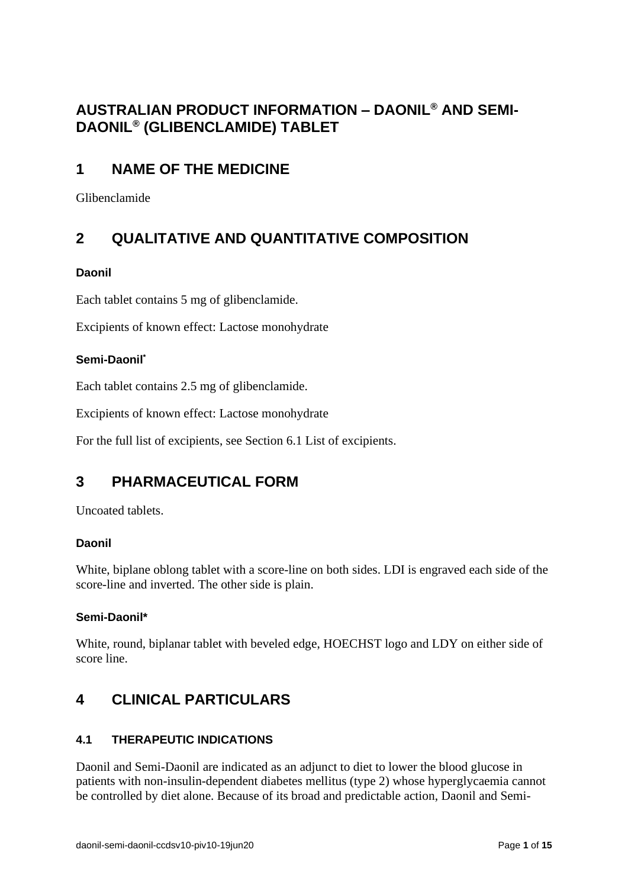# AUSTRALIAN PRODUCT INFORMATION – DAONIL® AND SEMI-DAONIL® (GLIBENCLAMIDE) TABLET

## 1 NAME OF THE MEDICINE

Glibenclamide

## 2 QUALITATIVE AND QUANTITATIVE COMPOSITION

### Daonil

Each tablet contains 5 mg of glibenclamide.

Excipients of known effect: Lactose monohydrate

### Semi-Daonil*

Each tablet contains 2.5 mg of glibenclamide.

Excipients of known effect: Lactose monohydrate

For the full list of excipients, see Section 6.1 List of excipients.

## 3 PHARMACEUTICAL FORM

Uncoated tablets.

### Daonil

White, biplane oblong tablet with a score-line on both sides. LDI is engraved each side of the score-line and inverted. The other side is plain.

### Semi-Daonil*

White, round, biplanar tablet with beveled edge, HOECHST logo and LDY on either side of score line.

## 4 CLINICAL PARTICULARS

### 4.1 THERAPEUTIC INDICATIONS

Daonil and Semi-Daonil are indicated as an adjunct to diet to lower the blood glucose in patients with non-insulin-dependent diabetes mellitus (type 2) whose hyperglycaemia cannot be controlled by diet alone. Because of its broad and predictable action, Daonil and Semi-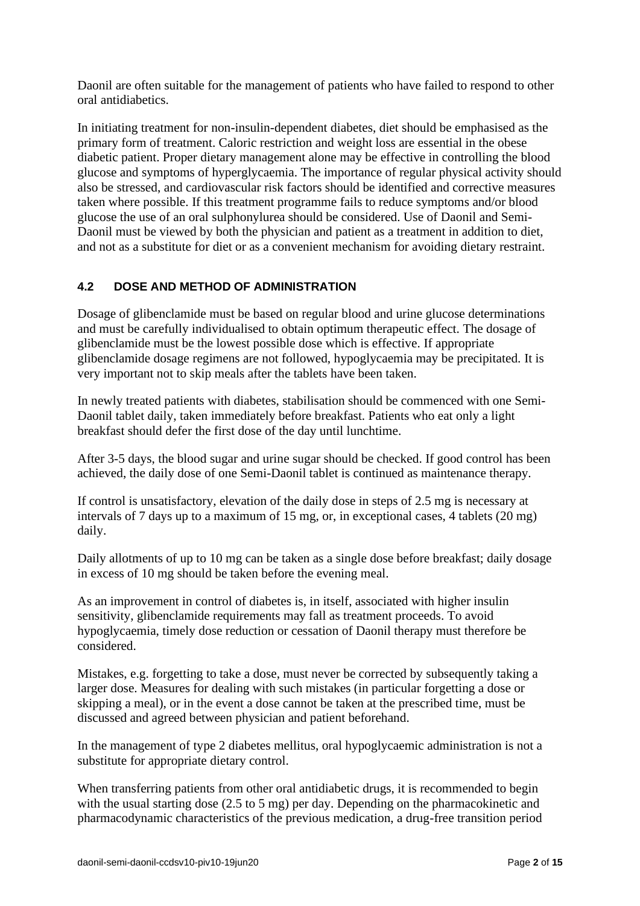Daonil are often suitable for the management of patients who have failed to respond to other oral antidiabetics.

In initiating treatment for non-insulin-dependent diabetes, diet should be emphasised as the primary form of treatment. Caloric restriction and weight loss are essential in the obese diabetic patient. Proper dietary management alone may be effective in controlling the blood glucose and symptoms of hyperglycaemia. The importance of regular physical activity should also be stressed, and cardiovascular risk factors should be identified and corrective measures taken where possible. If this treatment programme fails to reduce symptoms and/or blood glucose the use of an oral sulphonylurea should be considered. Use of Daonil and Semi-Daonil must be viewed by both the physician and patient as a treatment in addition to diet, and not as a substitute for diet or as a convenient mechanism for avoiding dietary restraint.

## 4.2 DOSE AND METHOD OF ADMINISTRATION

Dosage of glibenclamide must be based on regular blood and urine glucose determinations and must be carefully individualised to obtain optimum therapeutic effect. The dosage of glibenclamide must be the lowest possible dose which is effective. If appropriate glibenclamide dosage regimens are not followed, hypoglycaemia may be precipitated. It is very important not to skip meals after the tablets have been taken.

In newly treated patients with diabetes, stabilisation should be commenced with one Semi-Daonil tablet daily, taken immediately before breakfast. Patients who eat only a light breakfast should defer the first dose of the day until lunchtime.

After 3-5 days, the blood sugar and urine sugar should be checked. If good control has been achieved, the daily dose of one Semi-Daonil tablet is continued as maintenance therapy.

If control is unsatisfactory, elevation of the daily dose in steps of 2.5 mg is necessary at intervals of 7 days up to a maximum of 15 mg, or, in exceptional cases, 4 tablets (20 mg) daily.

Daily allotments of up to 10 mg can be taken as a single dose before breakfast; daily dosage in excess of 10 mg should be taken before the evening meal.

As an improvement in control of diabetes is, in itself, associated with higher insulin sensitivity, glibenclamide requirements may fall as treatment proceeds. To avoid hypoglycaemia, timely dose reduction or cessation of Daonil therapy must therefore be considered.

Mistakes, e.g. forgetting to take a dose, must never be corrected by subsequently taking a larger dose. Measures for dealing with such mistakes (in particular forgetting a dose or skipping a meal), or in the event a dose cannot be taken at the prescribed time, must be discussed and agreed between physician and patient beforehand.

In the management of type 2 diabetes mellitus, oral hypoglycaemic administration is not a substitute for appropriate dietary control.

When transferring patients from other oral antidiabetic drugs, it is recommended to begin with the usual starting dose (2.5 to 5 mg) per day. Depending on the pharmacokinetic and pharmacodynamic characteristics of the previous medication, a drug-free transition period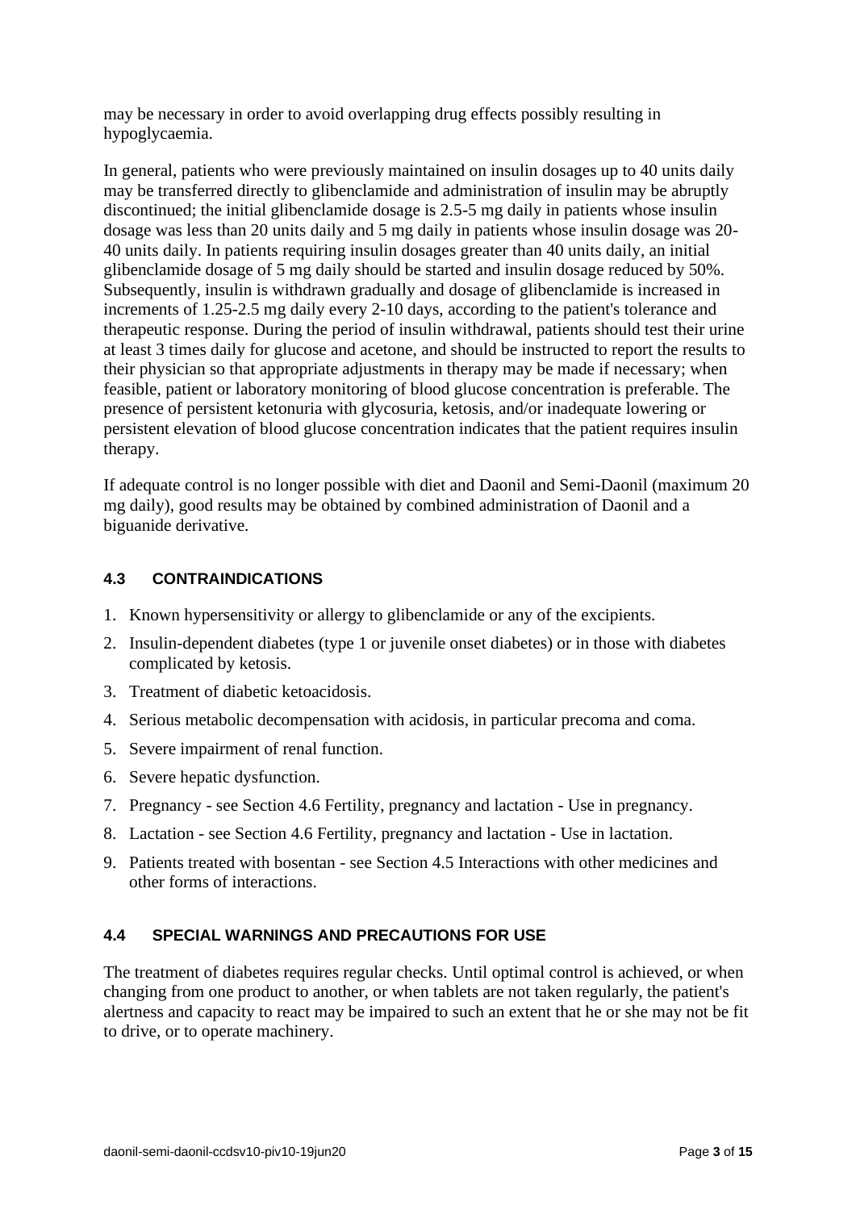may be necessary in order to avoid overlapping drug effects possibly resulting in hypoglycaemia.

In general, patients who were previously maintained on insulin dosages up to 40 units daily may be transferred directly to glibenclamide and administration of insulin may be abruptly discontinued; the initial glibenclamide dosage is 2.5-5 mg daily in patients whose insulin dosage was less than 20 units daily and 5 mg daily in patients whose insulin dosage was 20-40 units daily. In patients requiring insulin dosages greater than 40 units daily, an initial glibenclamide dosage of 5 mg daily should be started and insulin dosage reduced by 50%. Subsequently, insulin is withdrawn gradually and dosage of glibenclamide is increased in increments of 1.25-2.5 mg daily every 2-10 days, according to the patient's tolerance and therapeutic response. During the period of insulin withdrawal, patients should test their urine at least 3 times daily for glucose and acetone, and should be instructed to report the results to their physician so that appropriate adjustments in therapy may be made if necessary; when feasible, patient or laboratory monitoring of blood glucose concentration is preferable. The presence of persistent ketonuria with glycosuria, ketosis, and/or inadequate lowering or persistent elevation of blood glucose concentration indicates that the patient requires insulin therapy.

If adequate control is no longer possible with diet and Daonil and Semi-Daonil (maximum 20 mg daily), good results may be obtained by combined administration of Daonil and a biguanide derivative.

## 4.3 CONTRAINDICATIONS

1. Known hypersensitivity or allergy to glibenclamide or any of the excipients.
2. Insulin-dependent diabetes (type 1 or juvenile onset diabetes) or in those with diabetes complicated by ketosis.
3. Treatment of diabetic ketoacidosis.
4. Serious metabolic decompensation with acidosis, in particular precoma and coma.
5. Severe impairment of renal function.
6. Severe hepatic dysfunction.
7. Pregnancy - see Section 4.6 Fertility, pregnancy and lactation - Use in pregnancy.
8. Lactation - see Section 4.6 Fertility, pregnancy and lactation - Use in lactation.
9. Patients treated with bosentan - see Section 4.5 Interactions with other medicines and other forms of interactions.

## 4.4 SPECIAL WARNINGS AND PRECAUTIONS FOR USE

The treatment of diabetes requires regular checks. Until optimal control is achieved, or when changing from one product to another, or when tablets are not taken regularly, the patient's alertness and capacity to react may be impaired to such an extent that he or she may not be fit to drive, or to operate machinery.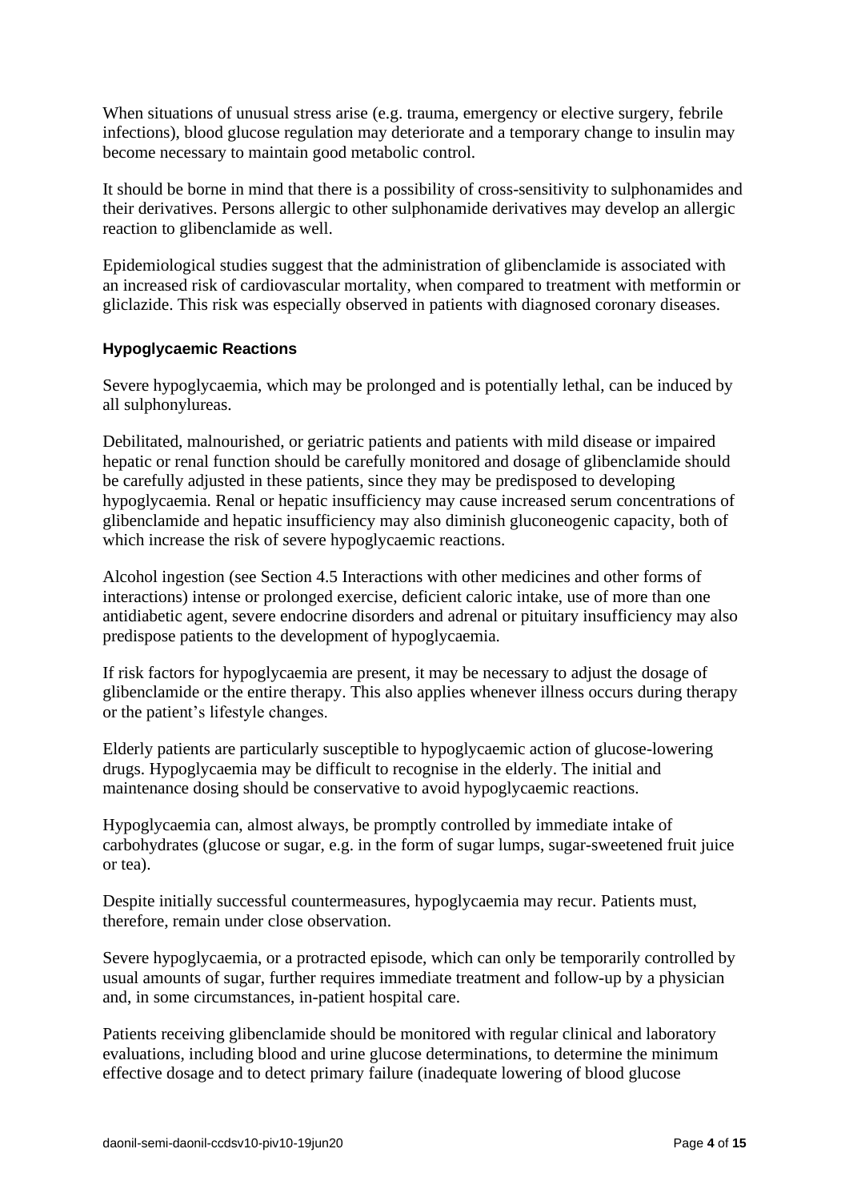When situations of unusual stress arise (e.g. trauma, emergency or elective surgery, febrile infections), blood glucose regulation may deteriorate and a temporary change to insulin may become necessary to maintain good metabolic control.

It should be borne in mind that there is a possibility of cross-sensitivity to sulphonamides and their derivatives. Persons allergic to other sulphonamide derivatives may develop an allergic reaction to glibenclamide as well.

Epidemiological studies suggest that the administration of glibenclamide is associated with an increased risk of cardiovascular mortality, when compared to treatment with metformin or gliclazide. This risk was especially observed in patients with diagnosed coronary diseases.

**Hypoglycaemic Reactions**

Severe hypoglycaemia, which may be prolonged and is potentially lethal, can be induced by all sulphonylureas.

Debilitated, malnourished, or geriatric patients and patients with mild disease or impaired hepatic or renal function should be carefully monitored and dosage of glibenclamide should be carefully adjusted in these patients, since they may be predisposed to developing hypoglycaemia. Renal or hepatic insufficiency may cause increased serum concentrations of glibenclamide and hepatic insufficiency may also diminish gluconeogenic capacity, both of which increase the risk of severe hypoglycaemic reactions.

Alcohol ingestion (see Section 4.5 Interactions with other medicines and other forms of interactions) intense or prolonged exercise, deficient caloric intake, use of more than one antidiabetic agent, severe endocrine disorders and adrenal or pituitary insufficiency may also predispose patients to the development of hypoglycaemia.

If risk factors for hypoglycaemia are present, it may be necessary to adjust the dosage of glibenclamide or the entire therapy. This also applies whenever illness occurs during therapy or the patient's lifestyle changes.

Elderly patients are particularly susceptible to hypoglycaemic action of glucose-lowering drugs. Hypoglycaemia may be difficult to recognise in the elderly. The initial and maintenance dosing should be conservative to avoid hypoglycaemic reactions.

Hypoglycaemia can, almost always, be promptly controlled by immediate intake of carbohydrates (glucose or sugar, e.g. in the form of sugar lumps, sugar-sweetened fruit juice or tea).

Despite initially successful countermeasures, hypoglycaemia may recur. Patients must, therefore, remain under close observation.

Severe hypoglycaemia, or a protracted episode, which can only be temporarily controlled by usual amounts of sugar, further requires immediate treatment and follow-up by a physician and, in some circumstances, in-patient hospital care.

Patients receiving glibenclamide should be monitored with regular clinical and laboratory evaluations, including blood and urine glucose determinations, to determine the minimum effective dosage and to detect primary failure (inadequate lowering of blood glucose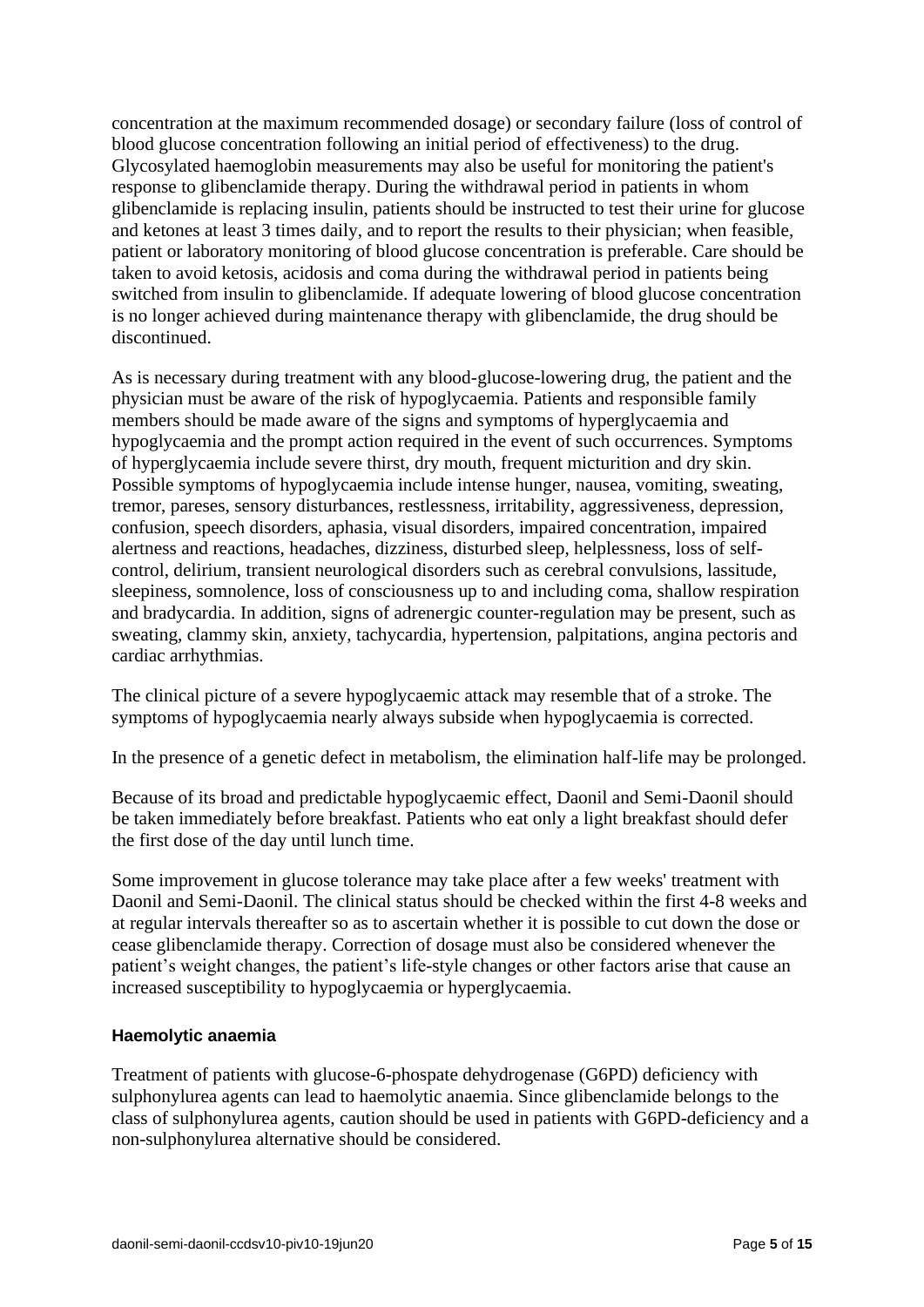concentration at the maximum recommended dosage) or secondary failure (loss of control of blood glucose concentration following an initial period of effectiveness) to the drug. Glycosylated haemoglobin measurements may also be useful for monitoring the patient's response to glibenclamide therapy. During the withdrawal period in patients in whom glibenclamide is replacing insulin, patients should be instructed to test their urine for glucose and ketones at least 3 times daily, and to report the results to their physician; when feasible, patient or laboratory monitoring of blood glucose concentration is preferable. Care should be taken to avoid ketosis, acidosis and coma during the withdrawal period in patients being switched from insulin to glibenclamide. If adequate lowering of blood glucose concentration is no longer achieved during maintenance therapy with glibenclamide, the drug should be discontinued.

As is necessary during treatment with any blood-glucose-lowering drug, the patient and the physician must be aware of the risk of hypoglycaemia. Patients and responsible family members should be made aware of the signs and symptoms of hyperglycaemia and hypoglycaemia and the prompt action required in the event of such occurrences. Symptoms of hyperglycaemia include severe thirst, dry mouth, frequent micturition and dry skin. Possible symptoms of hypoglycaemia include intense hunger, nausea, vomiting, sweating, tremor, pareses, sensory disturbances, restlessness, irritability, aggressiveness, depression, confusion, speech disorders, aphasia, visual disorders, impaired concentration, impaired alertness and reactions, headaches, dizziness, disturbed sleep, helplessness, loss of self-control, delirium, transient neurological disorders such as cerebral convulsions, lassitude, sleepiness, somnolence, loss of consciousness up to and including coma, shallow respiration and bradycardia. In addition, signs of adrenergic counter-regulation may be present, such as sweating, clammy skin, anxiety, tachycardia, hypertension, palpitations, angina pectoris and cardiac arrhythmias.

The clinical picture of a severe hypoglycaemic attack may resemble that of a stroke. The symptoms of hypoglycaemia nearly always subside when hypoglycaemia is corrected.

In the presence of a genetic defect in metabolism, the elimination half-life may be prolonged.

Because of its broad and predictable hypoglycaemic effect, Daonil and Semi-Daonil should be taken immediately before breakfast. Patients who eat only a light breakfast should defer the first dose of the day until lunch time.

Some improvement in glucose tolerance may take place after a few weeks' treatment with Daonil and Semi-Daonil. The clinical status should be checked within the first 4-8 weeks and at regular intervals thereafter so as to ascertain whether it is possible to cut down the dose or cease glibenclamide therapy. Correction of dosage must also be considered whenever the patient's weight changes, the patient's life-style changes or other factors arise that cause an increased susceptibility to hypoglycaemia or hyperglycaemia.

**Haemolytic anaemia**

Treatment of patients with glucose-6-phospate dehydrogenase (G6PD) deficiency with sulphonylurea agents can lead to haemolytic anaemia. Since glibenclamide belongs to the class of sulphonylurea agents, caution should be used in patients with G6PD-deficiency and a non-sulphonylurea alternative should be considered.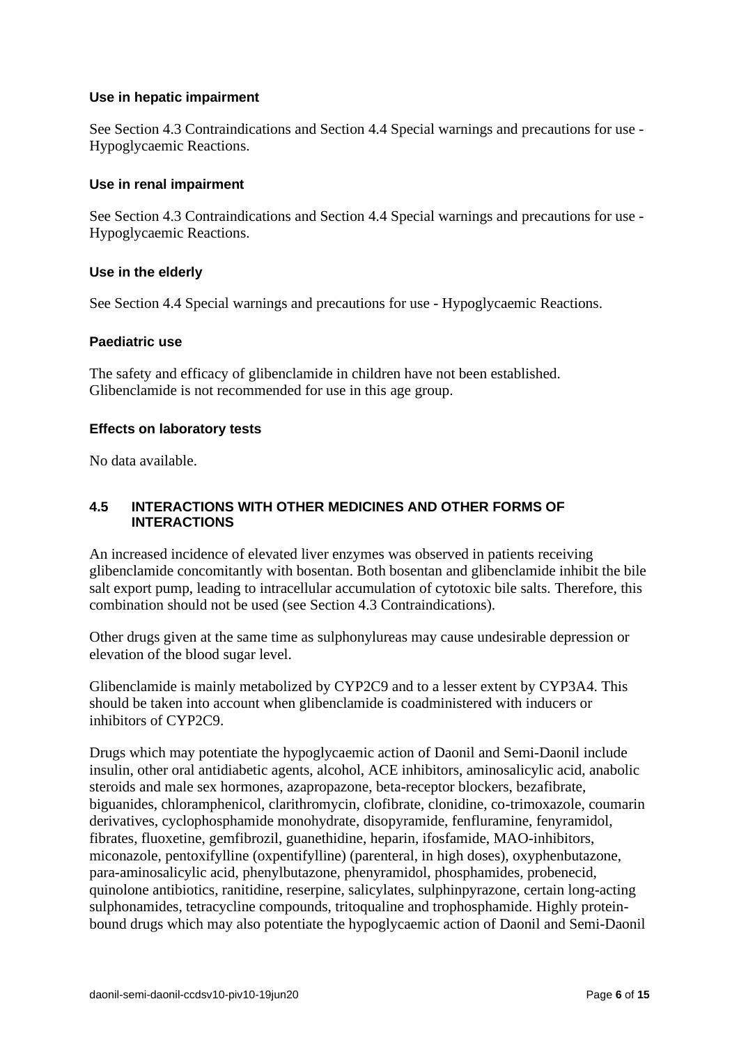### Use in hepatic impairment

See Section 4.3 Contraindications and Section 4.4 Special warnings and precautions for use - Hypoglycaemic Reactions.

### Use in renal impairment

See Section 4.3 Contraindications and Section 4.4 Special warnings and precautions for use - Hypoglycaemic Reactions.

### Use in the elderly

See Section 4.4 Special warnings and precautions for use - Hypoglycaemic Reactions.

### Paediatric use

The safety and efficacy of glibenclamide in children have not been established. Glibenclamide is not recommended for use in this age group.

### Effects on laboratory tests

No data available.

## 4.5 INTERACTIONS WITH OTHER MEDICINES AND OTHER FORMS OF INTERACTIONS

An increased incidence of elevated liver enzymes was observed in patients receiving glibenclamide concomitantly with bosentan. Both bosentan and glibenclamide inhibit the bile salt export pump, leading to intracellular accumulation of cytotoxic bile salts. Therefore, this combination should not be used (see Section 4.3 Contraindications).

Other drugs given at the same time as sulphonylureas may cause undesirable depression or elevation of the blood sugar level.

Glibenclamide is mainly metabolized by CYP2C9 and to a lesser extent by CYP3A4. This should be taken into account when glibenclamide is coadministered with inducers or inhibitors of CYP2C9.

Drugs which may potentiate the hypoglycaemic action of Daonil and Semi-Daonil include insulin, other oral antidiabetic agents, alcohol, ACE inhibitors, aminosalicylic acid, anabolic steroids and male sex hormones, azapropazone, beta-receptor blockers, bezafibrate, biguanides, chloramphenicol, clarithromycin, clofibrate, clonidine, co-trimoxazole, coumarin derivatives, cyclophosphamide monohydrate, disopyramide, fenfluramine, fenyramidol, fibrates, fluoxetine, gemfibrozil, guanethidine, heparin, ifosfamide, MAO-inhibitors, miconazole, pentoxifylline (oxpentifylline) (parenteral, in high doses), oxyphenbutazone, para-aminosalicylic acid, phenylbutazone, phenyramidol, phosphamides, probenecid, quinolone antibiotics, ranitidine, reserpine, salicylates, sulphinpyrazone, certain long-acting sulphonamides, tetracycline compounds, tritoqualine and trophosphamide. Highly protein-bound drugs which may also potentiate the hypoglycaemic action of Daonil and Semi-Daonil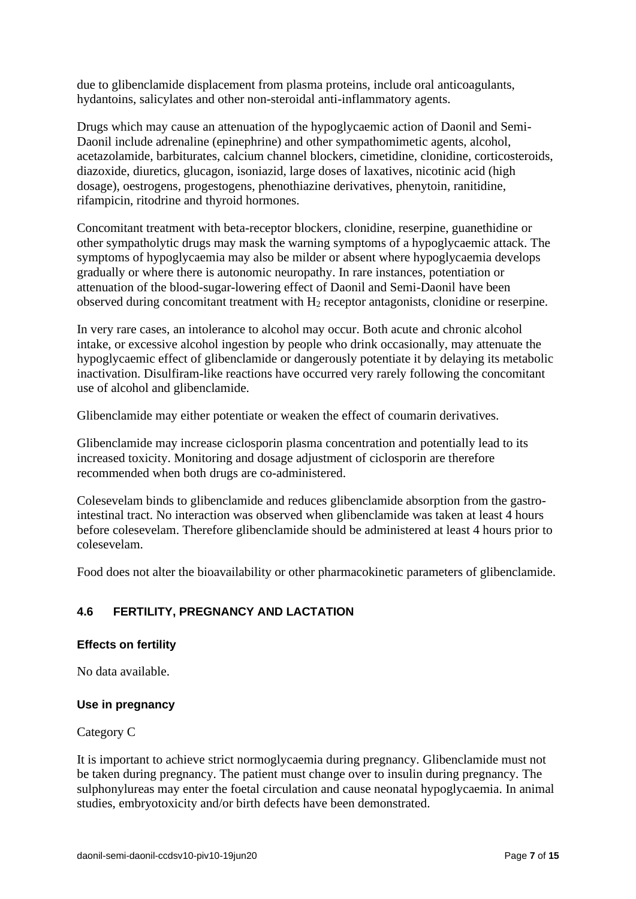due to glibenclamide displacement from plasma proteins, include oral anticoagulants, hydantoins, salicylates and other non-steroidal anti-inflammatory agents.

Drugs which may cause an attenuation of the hypoglycaemic action of Daonil and Semi-Daonil include adrenaline (epinephrine) and other sympathomimetic agents, alcohol, acetazolamide, barbiturates, calcium channel blockers, cimetidine, clonidine, corticosteroids, diazoxide, diuretics, glucagon, isoniazid, large doses of laxatives, nicotinic acid (high dosage), oestrogens, progestogens, phenothiazine derivatives, phenytoin, ranitidine, rifampicin, ritodrine and thyroid hormones.

Concomitant treatment with beta-receptor blockers, clonidine, reserpine, guanethidine or other sympatholytic drugs may mask the warning symptoms of a hypoglycaemic attack. The symptoms of hypoglycaemia may also be milder or absent where hypoglycaemia develops gradually or where there is autonomic neuropathy. In rare instances, potentiation or attenuation of the blood-sugar-lowering effect of Daonil and Semi-Daonil have been observed during concomitant treatment with $H_2$ receptor antagonists, clonidine or reserpine.

In very rare cases, an intolerance to alcohol may occur. Both acute and chronic alcohol intake, or excessive alcohol ingestion by people who drink occasionally, may attenuate the hypoglycaemic effect of glibenclamide or dangerously potentiate it by delaying its metabolic inactivation. Disulfiram-like reactions have occurred very rarely following the concomitant use of alcohol and glibenclamide.

Glibenclamide may either potentiate or weaken the effect of coumarin derivatives.

Glibenclamide may increase ciclosporin plasma concentration and potentially lead to its increased toxicity. Monitoring and dosage adjustment of ciclosporin are therefore recommended when both drugs are co-administered.

Colesevelam binds to glibenclamide and reduces glibenclamide absorption from the gastro-intestinal tract. No interaction was observed when glibenclamide was taken at least 4 hours before colesevelam. Therefore glibenclamide should be administered at least 4 hours prior to colesevelam.

Food does not alter the bioavailability or other pharmacokinetic parameters of glibenclamide.

## 4.6 FERTILITY, PREGNANCY AND LACTATION

### Effects on fertility

No data available.

### Use in pregnancy

Category C

It is important to achieve strict normoglycaemia during pregnancy. Glibenclamide must not be taken during pregnancy. The patient must change over to insulin during pregnancy. The sulphonylureas may enter the foetal circulation and cause neonatal hypoglycaemia. In animal studies, embryotoxicity and/or birth defects have been demonstrated.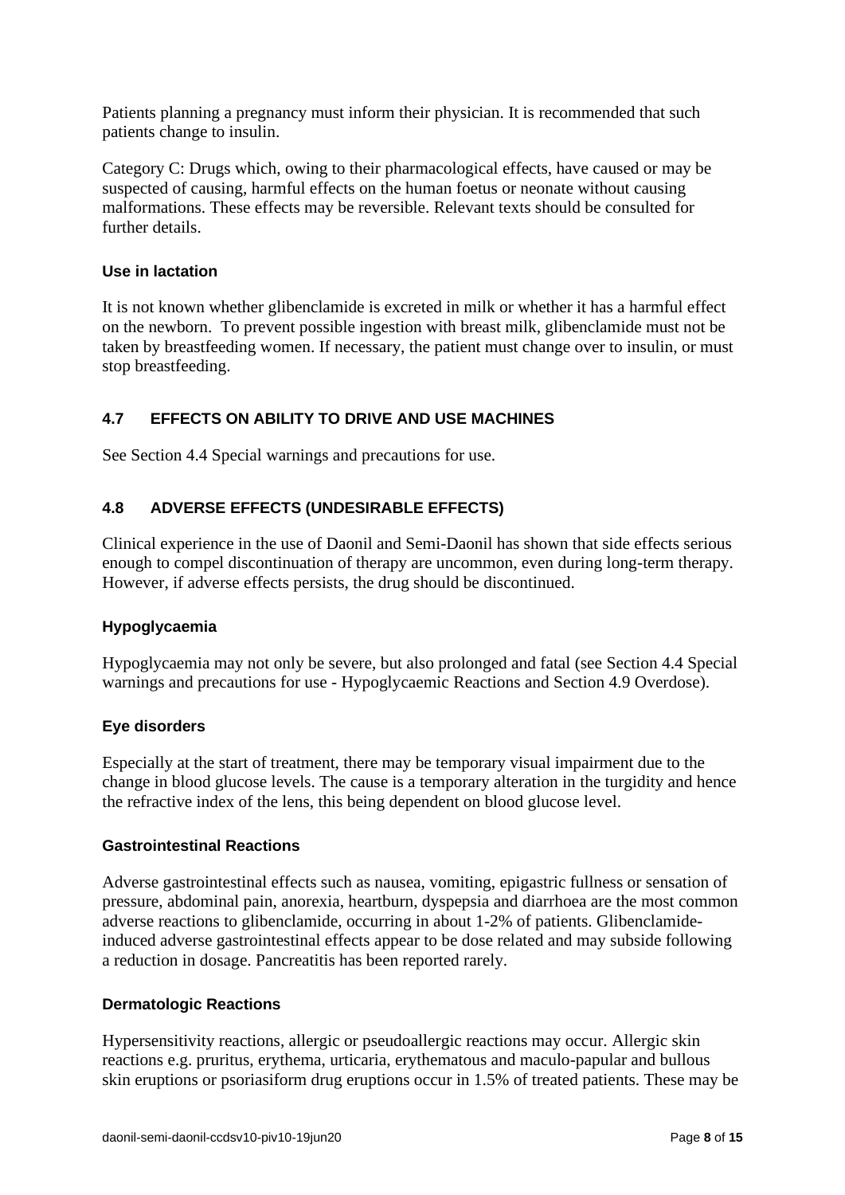Patients planning a pregnancy must inform their physician. It is recommended that such patients change to insulin.

Category C: Drugs which, owing to their pharmacological effects, have caused or may be suspected of causing, harmful effects on the human foetus or neonate without causing malformations. These effects may be reversible. Relevant texts should be consulted for further details.

### Use in lactation

It is not known whether glibenclamide is excreted in milk or whether it has a harmful effect on the newborn. To prevent possible ingestion with breast milk, glibenclamide must not be taken by breastfeeding women. If necessary, the patient must change over to insulin, or must stop breastfeeding.

## 4.7 EFFECTS ON ABILITY TO DRIVE AND USE MACHINES

See Section 4.4 Special warnings and precautions for use.

## 4.8 ADVERSE EFFECTS (UNDESIRABLE EFFECTS)

Clinical experience in the use of Daonil and Semi-Daonil has shown that side effects serious enough to compel discontinuation of therapy are uncommon, even during long-term therapy. However, if adverse effects persists, the drug should be discontinued.

### Hypoglycaemia

Hypoglycaemia may not only be severe, but also prolonged and fatal (see Section 4.4 Special warnings and precautions for use - Hypoglycaemic Reactions and Section 4.9 Overdose).

### Eye disorders

Especially at the start of treatment, there may be temporary visual impairment due to the change in blood glucose levels. The cause is a temporary alteration in the turgidity and hence the refractive index of the lens, this being dependent on blood glucose level.

### Gastrointestinal Reactions

Adverse gastrointestinal effects such as nausea, vomiting, epigastric fullness or sensation of pressure, abdominal pain, anorexia, heartburn, dyspepsia and diarrhoea are the most common adverse reactions to glibenclamide, occurring in about 1-2% of patients. Glibenclamide-induced adverse gastrointestinal effects appear to be dose related and may subside following a reduction in dosage. Pancreatitis has been reported rarely.

### Dermatologic Reactions

Hypersensitivity reactions, allergic or pseudoallergic reactions may occur. Allergic skin reactions e.g. pruritus, erythema, urticaria, erythematous and maculo-papular and bullous skin eruptions or psoriasiform drug eruptions occur in 1.5% of treated patients. These may be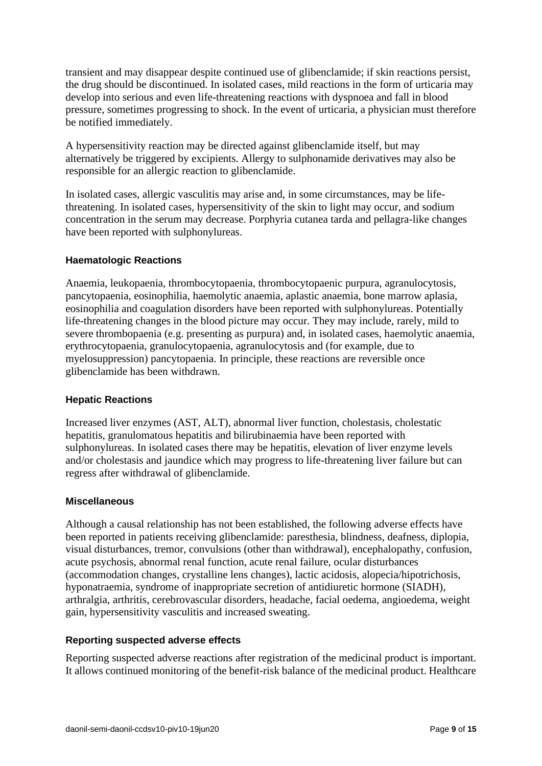transient and may disappear despite continued use of glibenclamide; if skin reactions persist, the drug should be discontinued. In isolated cases, mild reactions in the form of urticaria may develop into serious and even life-threatening reactions with dyspnoea and fall in blood pressure, sometimes progressing to shock. In the event of urticaria, a physician must therefore be notified immediately.

A hypersensitivity reaction may be directed against glibenclamide itself, but may alternatively be triggered by excipients. Allergy to sulphonamide derivatives may also be responsible for an allergic reaction to glibenclamide.

In isolated cases, allergic vasculitis may arise and, in some circumstances, may be life-threatening. In isolated cases, hypersensitivity of the skin to light may occur, and sodium concentration in the serum may decrease. Porphyria cutanea tarda and pellagra-like changes have been reported with sulphonylureas.

**Haematologic Reactions**

Anaemia, leukopaenia, thrombocytopaenia, thrombocytopaenic purpura, agranulocytosis, pancytopaenia, eosinophilia, haemolytic anaemia, aplastic anaemia, bone marrow aplasia, eosinophilia and coagulation disorders have been reported with sulphonylureas. Potentially life-threatening changes in the blood picture may occur. They may include, rarely, mild to severe thrombopaenia (e.g. presenting as purpura) and, in isolated cases, haemolytic anaemia, erythrocytopaenia, granulocytopaenia, agranulocytosis and (for example, due to myelosuppression) pancytopaenia. In principle, these reactions are reversible once glibenclamide has been withdrawn.

**Hepatic Reactions**

Increased liver enzymes (AST, ALT), abnormal liver function, cholestasis, cholestatic hepatitis, granulomatous hepatitis and bilirubinaemia have been reported with sulphonylureas. In isolated cases there may be hepatitis, elevation of liver enzyme levels and/or cholestasis and jaundice which may progress to life-threatening liver failure but can regress after withdrawal of glibenclamide.

**Miscellaneous**

Although a causal relationship has not been established, the following adverse effects have been reported in patients receiving glibenclamide: paresthesia, blindness, deafness, diplopia, visual disturbances, tremor, convulsions (other than withdrawal), encephalopathy, confusion, acute psychosis, abnormal renal function, acute renal failure, ocular disturbances (accommodation changes, crystalline lens changes), lactic acidosis, alopecia/hipotrichosis, hyponatraemia, syndrome of inappropriate secretion of antidiuretic hormone (SIADH), arthralgia, arthritis, cerebrovascular disorders, headache, facial oedema, angioedema, weight gain, hypersensitivity vasculitis and increased sweating.

**Reporting suspected adverse effects**

Reporting suspected adverse reactions after registration of the medicinal product is important. It allows continued monitoring of the benefit-risk balance of the medicinal product. Healthcare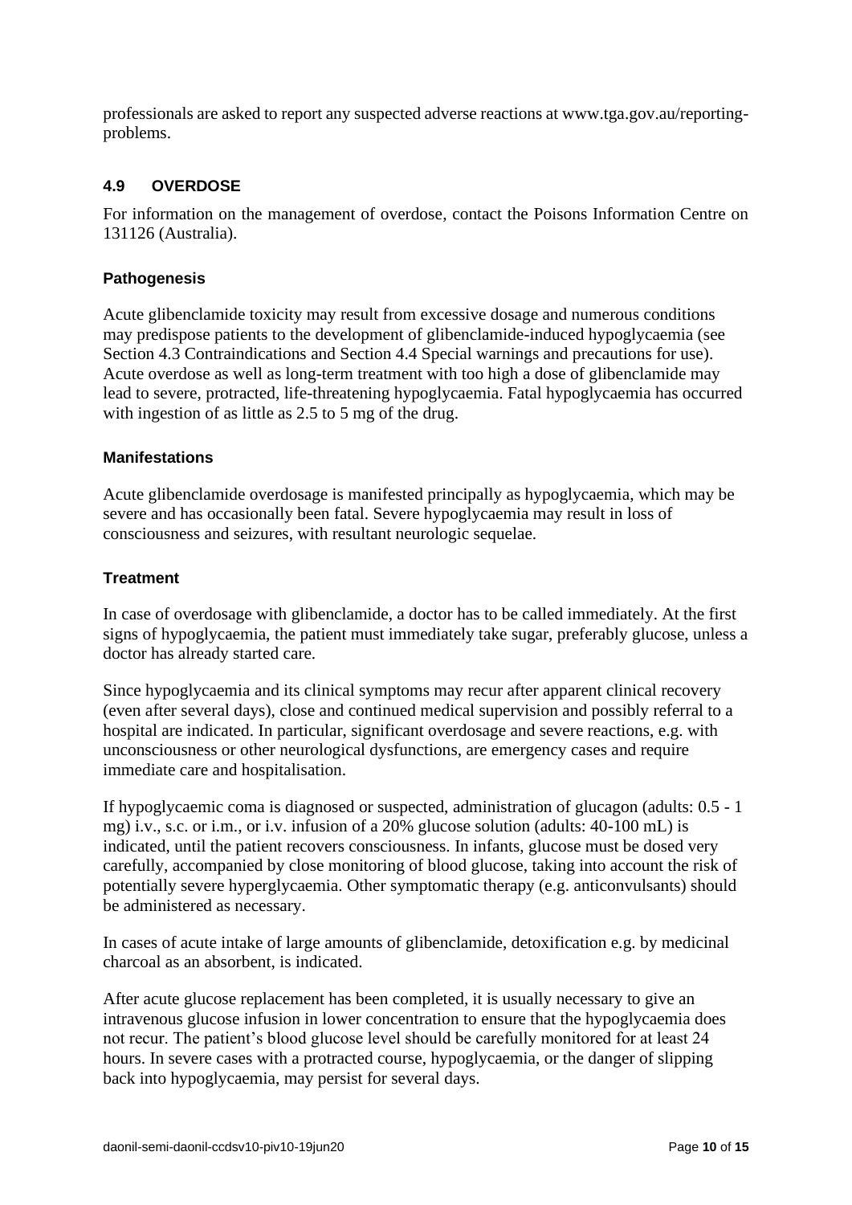professionals are asked to report any suspected adverse reactions at www.tga.gov.au/reporting-problems.

## 4.9 OVERDOSE

For information on the management of overdose, contact the Poisons Information Centre on 131126 (Australia).

### Pathogenesis

Acute glibenclamide toxicity may result from excessive dosage and numerous conditions may predispose patients to the development of glibenclamide-induced hypoglycaemia (see Section 4.3 Contraindications and Section 4.4 Special warnings and precautions for use). Acute overdose as well as long-term treatment with too high a dose of glibenclamide may lead to severe, protracted, life-threatening hypoglycaemia. Fatal hypoglycaemia has occurred with ingestion of as little as 2.5 to 5 mg of the drug.

### Manifestations

Acute glibenclamide overdosage is manifested principally as hypoglycaemia, which may be severe and has occasionally been fatal. Severe hypoglycaemia may result in loss of consciousness and seizures, with resultant neurologic sequelae.

### Treatment

In case of overdosage with glibenclamide, a doctor has to be called immediately. At the first signs of hypoglycaemia, the patient must immediately take sugar, preferably glucose, unless a doctor has already started care.

Since hypoglycaemia and its clinical symptoms may recur after apparent clinical recovery (even after several days), close and continued medical supervision and possibly referral to a hospital are indicated. In particular, significant overdosage and severe reactions, e.g. with unconsciousness or other neurological dysfunctions, are emergency cases and require immediate care and hospitalisation.

If hypoglycaemic coma is diagnosed or suspected, administration of glucagon (adults: 0.5 - 1 mg) i.v., s.c. or i.m., or i.v. infusion of a 20% glucose solution (adults: 40-100 mL) is indicated, until the patient recovers consciousness. In infants, glucose must be dosed very carefully, accompanied by close monitoring of blood glucose, taking into account the risk of potentially severe hyperglycaemia. Other symptomatic therapy (e.g. anticonvulsants) should be administered as necessary.

In cases of acute intake of large amounts of glibenclamide, detoxification e.g. by medicinal charcoal as an absorbent, is indicated.

After acute glucose replacement has been completed, it is usually necessary to give an intravenous glucose infusion in lower concentration to ensure that the hypoglycaemia does not recur. The patient's blood glucose level should be carefully monitored for at least 24 hours. In severe cases with a protracted course, hypoglycaemia, or the danger of slipping back into hypoglycaemia, may persist for several days.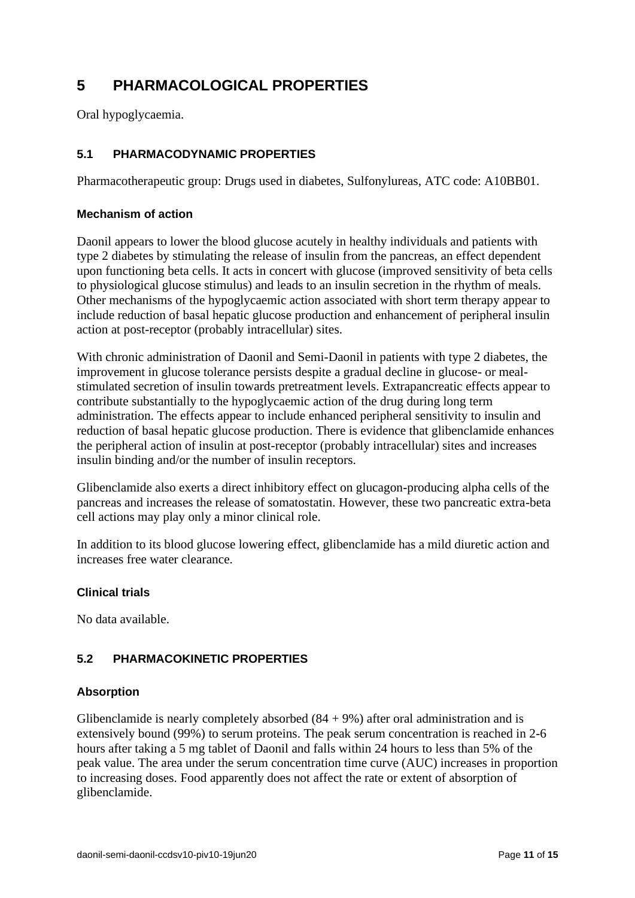# 5 PHARMACOLOGICAL PROPERTIES

Oral hypoglycaemia.

## 5.1 PHARMACODYNAMIC PROPERTIES

Pharmacotherapeutic group: Drugs used in diabetes, Sulfonylureas, ATC code: A10BB01.

### Mechanism of action

Daonil appears to lower the blood glucose acutely in healthy individuals and patients with type 2 diabetes by stimulating the release of insulin from the pancreas, an effect dependent upon functioning beta cells. It acts in concert with glucose (improved sensitivity of beta cells to physiological glucose stimulus) and leads to an insulin secretion in the rhythm of meals. Other mechanisms of the hypoglycaemic action associated with short term therapy appear to include reduction of basal hepatic glucose production and enhancement of peripheral insulin action at post-receptor (probably intracellular) sites.

With chronic administration of Daonil and Semi-Daonil in patients with type 2 diabetes, the improvement in glucose tolerance persists despite a gradual decline in glucose- or meal-stimulated secretion of insulin towards pretreatment levels. Extrapancreatic effects appear to contribute substantially to the hypoglycaemic action of the drug during long term administration. The effects appear to include enhanced peripheral sensitivity to insulin and reduction of basal hepatic glucose production. There is evidence that glibenclamide enhances the peripheral action of insulin at post-receptor (probably intracellular) sites and increases insulin binding and/or the number of insulin receptors.

Glibenclamide also exerts a direct inhibitory effect on glucagon-producing alpha cells of the pancreas and increases the release of somatostatin. However, these two pancreatic extra-beta cell actions may play only a minor clinical role.

In addition to its blood glucose lowering effect, glibenclamide has a mild diuretic action and increases free water clearance.

### Clinical trials

No data available.

## 5.2 PHARMACOKINETIC PROPERTIES

### Absorption

Glibenclamide is nearly completely absorbed (84 + 9%) after oral administration and is extensively bound (99%) to serum proteins. The peak serum concentration is reached in 2-6 hours after taking a 5 mg tablet of Daonil and falls within 24 hours to less than 5% of the peak value. The area under the serum concentration time curve (AUC) increases in proportion to increasing doses. Food apparently does not affect the rate or extent of absorption of glibenclamide.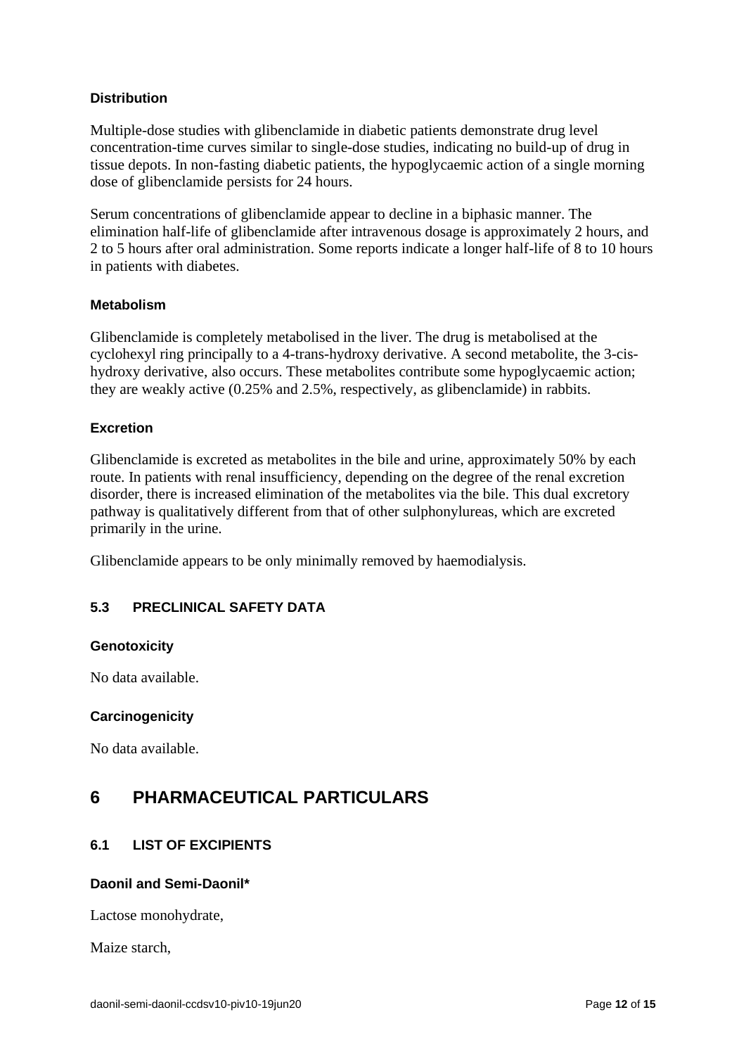#### Distribution

Multiple-dose studies with glibenclamide in diabetic patients demonstrate drug level concentration-time curves similar to single-dose studies, indicating no build-up of drug in tissue depots. In non-fasting diabetic patients, the hypoglycaemic action of a single morning dose of glibenclamide persists for 24 hours.

Serum concentrations of glibenclamide appear to decline in a biphasic manner. The elimination half-life of glibenclamide after intravenous dosage is approximately 2 hours, and 2 to 5 hours after oral administration. Some reports indicate a longer half-life of 8 to 10 hours in patients with diabetes.

#### Metabolism

Glibenclamide is completely metabolised in the liver. The drug is metabolised at the cyclohexyl ring principally to a 4-trans-hydroxy derivative. A second metabolite, the 3-cis-hydroxy derivative, also occurs. These metabolites contribute some hypoglycaemic action; they are weakly active (0.25% and 2.5%, respectively, as glibenclamide) in rabbits.

#### Excretion

Glibenclamide is excreted as metabolites in the bile and urine, approximately 50% by each route. In patients with renal insufficiency, depending on the degree of the renal excretion disorder, there is increased elimination of the metabolites via the bile. This dual excretory pathway is qualitatively different from that of other sulphonylureas, which are excreted primarily in the urine.

Glibenclamide appears to be only minimally removed by haemodialysis.

### 5.3 PRECLINICAL SAFETY DATA

#### Genotoxicity

No data available.

#### Carcinogenicity

No data available.

## 6 PHARMACEUTICAL PARTICULARS

### 6.1 LIST OF EXCIPIENTS

#### Daonil and Semi-Daonil*

Lactose monohydrate,

Maize starch,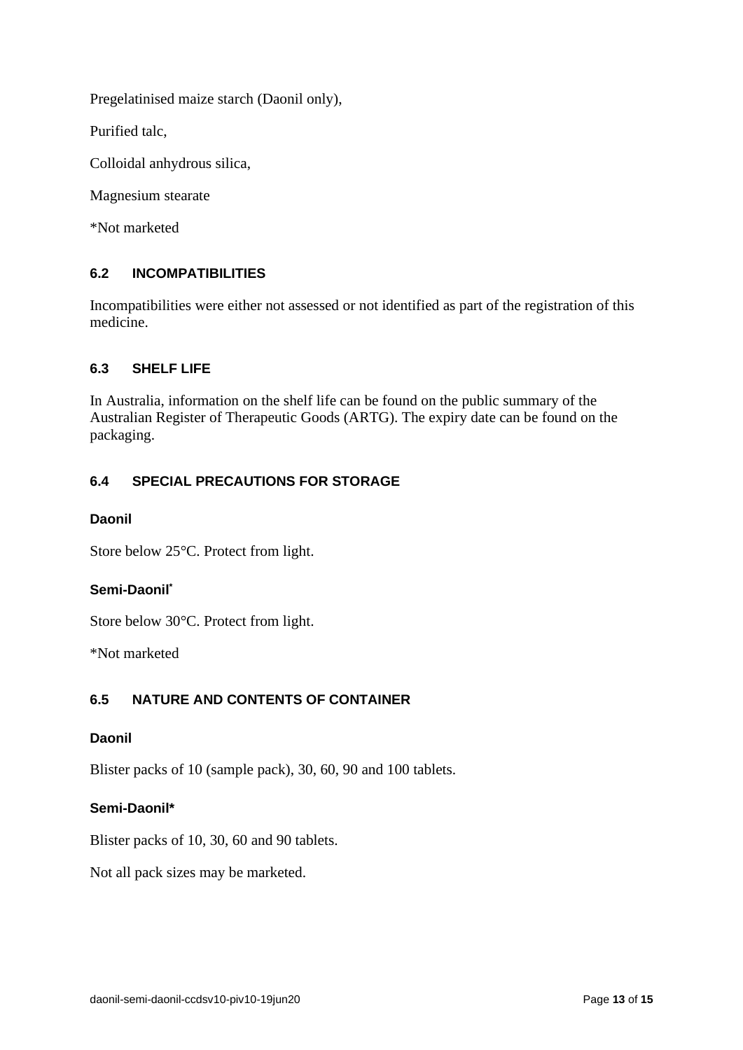Pregelatinised maize starch (Daonil only),

Purified talc,

Colloidal anhydrous silica,

Magnesium stearate

*Not marketed

## 6.2 INCOMPATIBILITIES

Incompatibilities were either not assessed or not identified as part of the registration of this medicine.

## 6.3 SHELF LIFE

In Australia, information on the shelf life can be found on the public summary of the Australian Register of Therapeutic Goods (ARTG). The expiry date can be found on the packaging.

## 6.4 SPECIAL PRECAUTIONS FOR STORAGE

### Daonil

Store below 25°C. Protect from light.

### Semi-Daonil*

Store below 30°C. Protect from light.

*Not marketed

## 6.5 NATURE AND CONTENTS OF CONTAINER

### Daonil

Blister packs of 10 (sample pack), 30, 60, 90 and 100 tablets.

### Semi-Daonil*

Blister packs of 10, 30, 60 and 90 tablets.

Not all pack sizes may be marketed.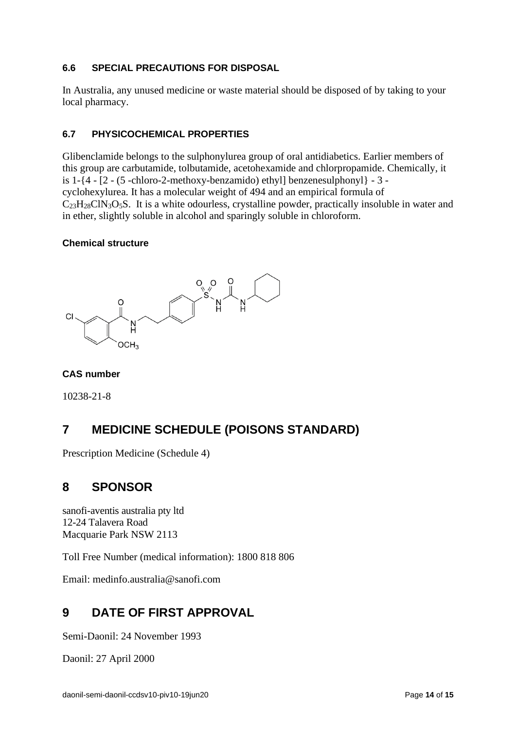### 6.6 SPECIAL PRECAUTIONS FOR DISPOSAL

In Australia, any unused medicine or waste material should be disposed of by taking to your local pharmacy.

### 6.7 PHYSICOCHEMICAL PROPERTIES

Glibenclamide belongs to the sulphonylurea group of oral antidiabetics. Earlier members of this group are carbutamide, tolbutamide, acetohexamide and chlorpropamide. Chemically, it is 1-{4 - [2 - (5 -chloro-2-methoxy-benzamido) ethyl] benzenesulphonyl} - 3 - cyclohexylurea. It has a molecular weight of 494 and an empirical formula of $C_{23}H_{28}ClN_3O_5S$. It is a white odourless, crystalline powder, practically insoluble in water and in ether, slightly soluble in alcohol and sparingly soluble in chloroform.

#### Chemical structure

#### CAS number

10238-21-8

## 7 MEDICINE SCHEDULE (POISONS STANDARD)

Prescription Medicine (Schedule 4)

## 8 SPONSOR

sanofi-aventis australia pty ltd
12-24 Talavera Road
Macquarie Park NSW 2113

Toll Free Number (medical information): 1800 818 806

Email: medinfo.australia@sanofi.com

## 9 DATE OF FIRST APPROVAL

Semi-Daonil: 24 November 1993

Daonil: 27 April 2000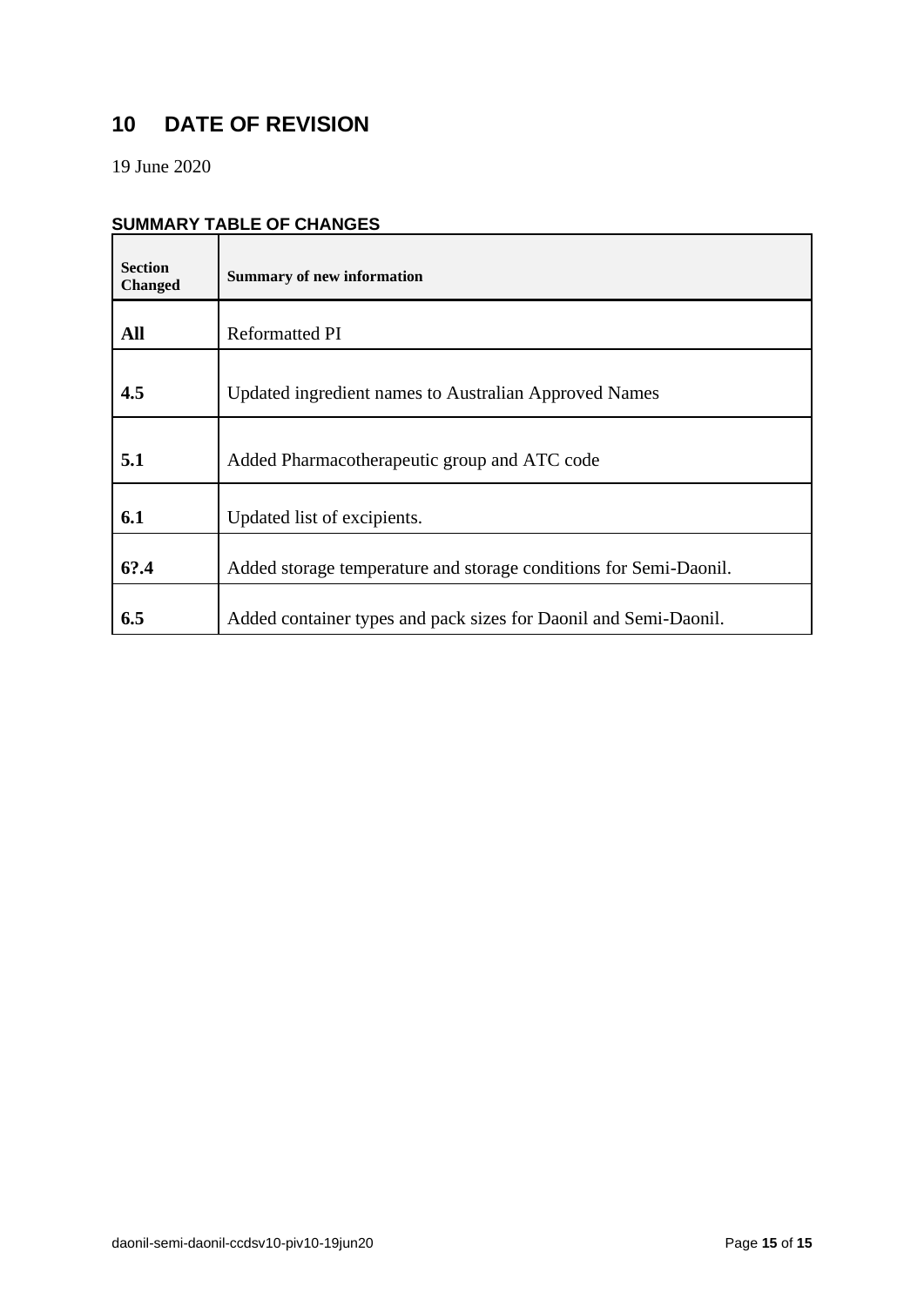## 10 DATE OF REVISION

19 June 2020

### SUMMARY TABLE OF CHANGES

| Section Changed | Summary of new information |
|---|---|
| **All** | Reformatted PI |
| **4.5** | Updated ingredient names to Australian Approved Names |
| **5.1** | Added Pharmacotherapeutic group and ATC code |
| **6.1** | Updated list of excipients. |
| **6?.4** | Added storage temperature and storage conditions for Semi-Daonil. |
| **6.5** | Added container types and pack sizes for Daonil and Semi-Daonil. |